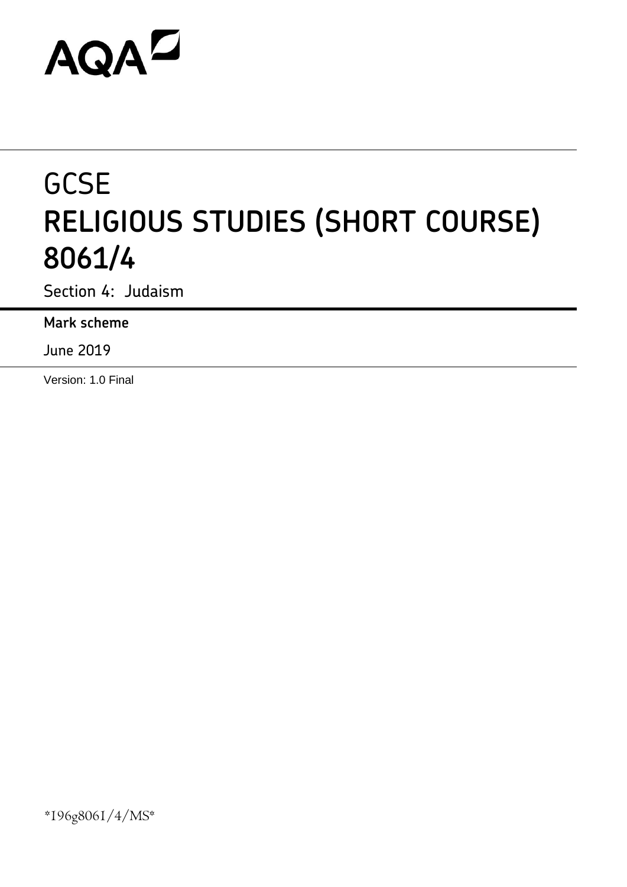AQA

# GCSE
# RELIGIOUS STUDIES (SHORT COURSE) 8061/4

Section 4: Judaism

**Mark scheme**

June 2019

Version: 1.0 Final

*196g8061/4/MS*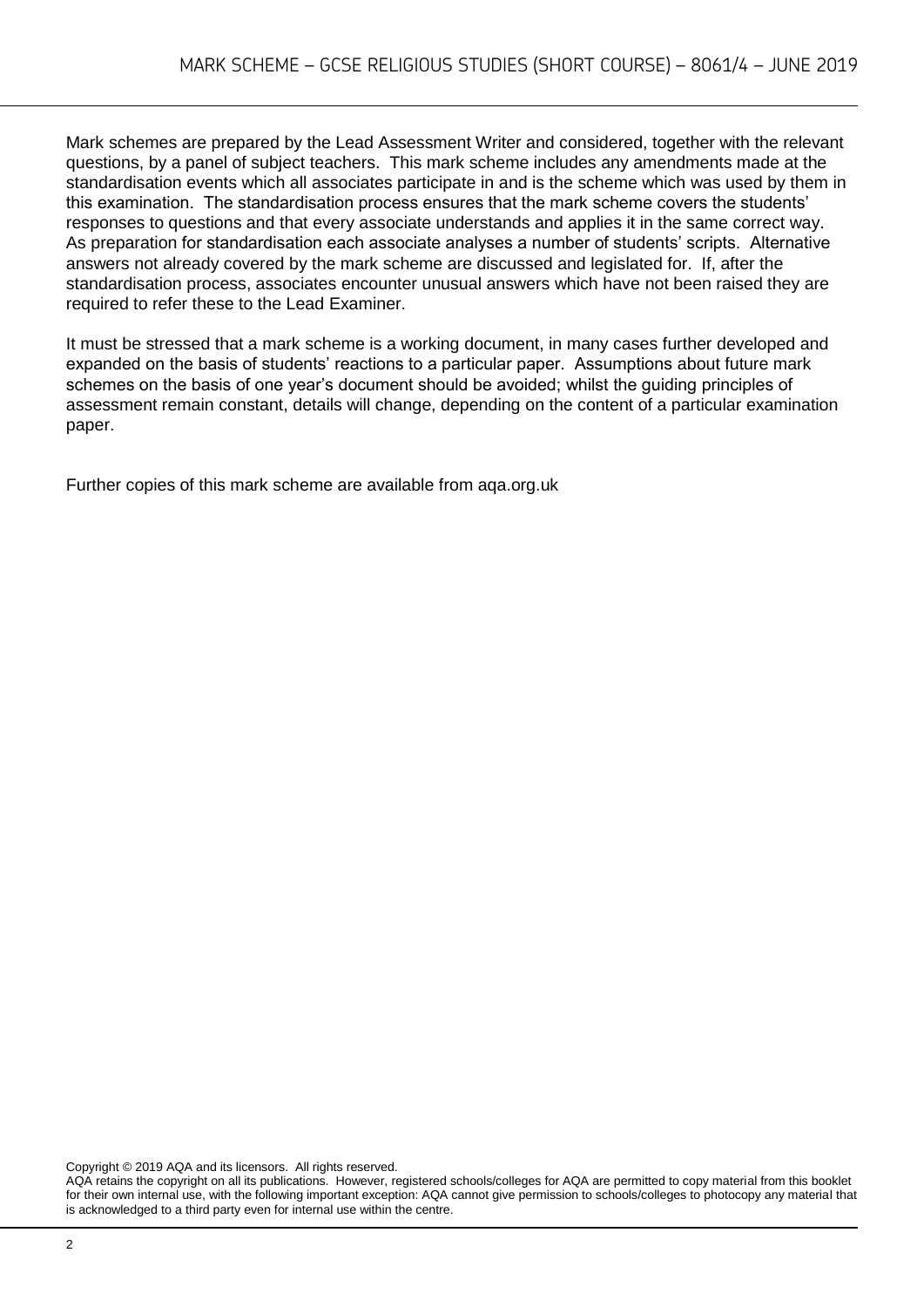Mark schemes are prepared by the Lead Assessment Writer and considered, together with the relevant questions, by a panel of subject teachers. This mark scheme includes any amendments made at the standardisation events which all associates participate in and is the scheme which was used by them in this examination. The standardisation process ensures that the mark scheme covers the students' responses to questions and that every associate understands and applies it in the same correct way. As preparation for standardisation each associate analyses a number of students' scripts. Alternative answers not already covered by the mark scheme are discussed and legislated for. If, after the standardisation process, associates encounter unusual answers which have not been raised they are required to refer these to the Lead Examiner.

It must be stressed that a mark scheme is a working document, in many cases further developed and expanded on the basis of students' reactions to a particular paper. Assumptions about future mark schemes on the basis of one year's document should be avoided; whilst the guiding principles of assessment remain constant, details will change, depending on the content of a particular examination paper.

Further copies of this mark scheme are available from aqa.org.uk

Copyright © 2019 AQA and its licensors. All rights reserved.
AQA retains the copyright on all its publications. However, registered schools/colleges for AQA are permitted to copy material from this booklet for their own internal use, with the following important exception: AQA cannot give permission to schools/colleges to photocopy any material that is acknowledged to a third party even for internal use within the centre.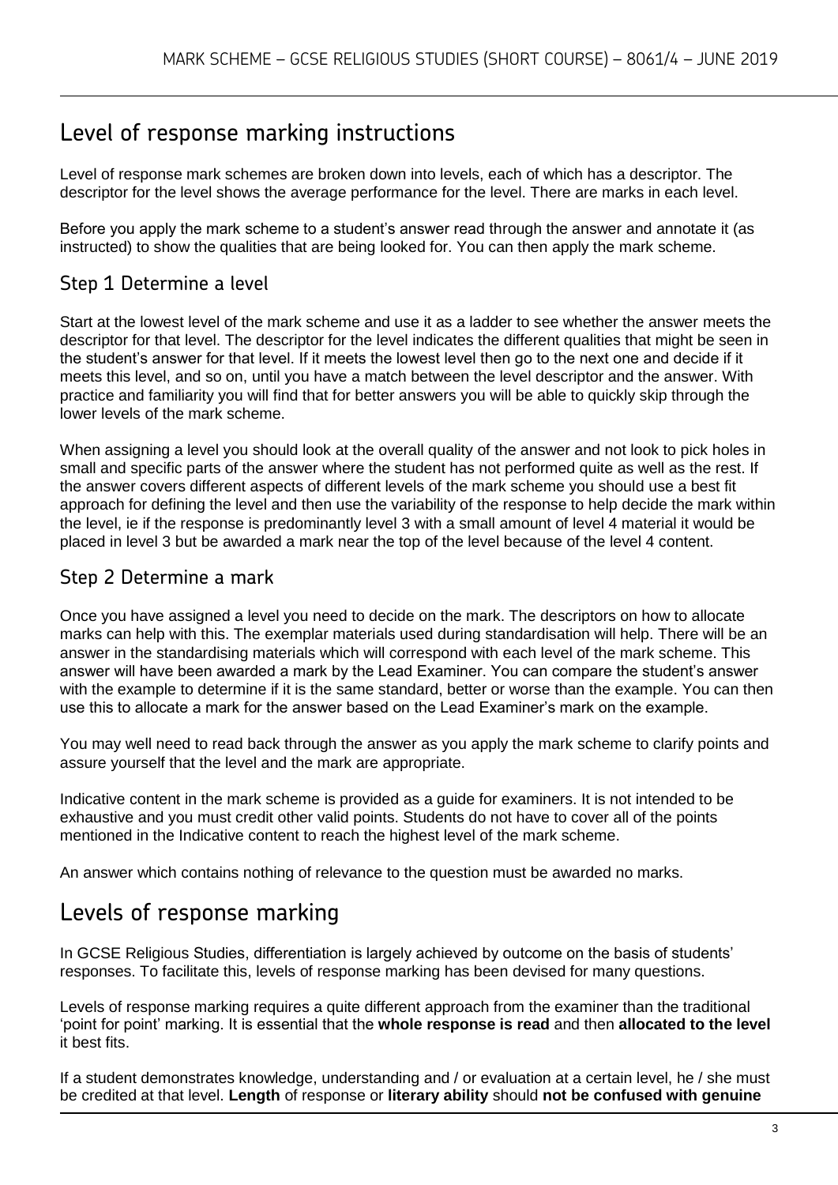## Level of response marking instructions

Level of response mark schemes are broken down into levels, each of which has a descriptor. The descriptor for the level shows the average performance for the level. There are marks in each level.

Before you apply the mark scheme to a student's answer read through the answer and annotate it (as instructed) to show the qualities that are being looked for. You can then apply the mark scheme.

### Step 1 Determine a level

Start at the lowest level of the mark scheme and use it as a ladder to see whether the answer meets the descriptor for that level. The descriptor for the level indicates the different qualities that might be seen in the student's answer for that level. If it meets the lowest level then go to the next one and decide if it meets this level, and so on, until you have a match between the level descriptor and the answer. With practice and familiarity you will find that for better answers you will be able to quickly skip through the lower levels of the mark scheme.

When assigning a level you should look at the overall quality of the answer and not look to pick holes in small and specific parts of the answer where the student has not performed quite as well as the rest. If the answer covers different aspects of different levels of the mark scheme you should use a best fit approach for defining the level and then use the variability of the response to help decide the mark within the level, ie if the response is predominantly level 3 with a small amount of level 4 material it would be placed in level 3 but be awarded a mark near the top of the level because of the level 4 content.

### Step 2 Determine a mark

Once you have assigned a level you need to decide on the mark. The descriptors on how to allocate marks can help with this. The exemplar materials used during standardisation will help. There will be an answer in the standardising materials which will correspond with each level of the mark scheme. This answer will have been awarded a mark by the Lead Examiner. You can compare the student's answer with the example to determine if it is the same standard, better or worse than the example. You can then use this to allocate a mark for the answer based on the Lead Examiner's mark on the example.

You may well need to read back through the answer as you apply the mark scheme to clarify points and assure yourself that the level and the mark are appropriate.

Indicative content in the mark scheme is provided as a guide for examiners. It is not intended to be exhaustive and you must credit other valid points. Students do not have to cover all of the points mentioned in the Indicative content to reach the highest level of the mark scheme.

An answer which contains nothing of relevance to the question must be awarded no marks.

## Levels of response marking

In GCSE Religious Studies, differentiation is largely achieved by outcome on the basis of students' responses. To facilitate this, levels of response marking has been devised for many questions.

Levels of response marking requires a quite different approach from the examiner than the traditional 'point for point' marking. It is essential that the **whole response is read** and then **allocated to the level** it best fits.

If a student demonstrates knowledge, understanding and / or evaluation at a certain level, he / she must be credited at that level. **Length** of response or **literary ability** should **not be confused with genuine**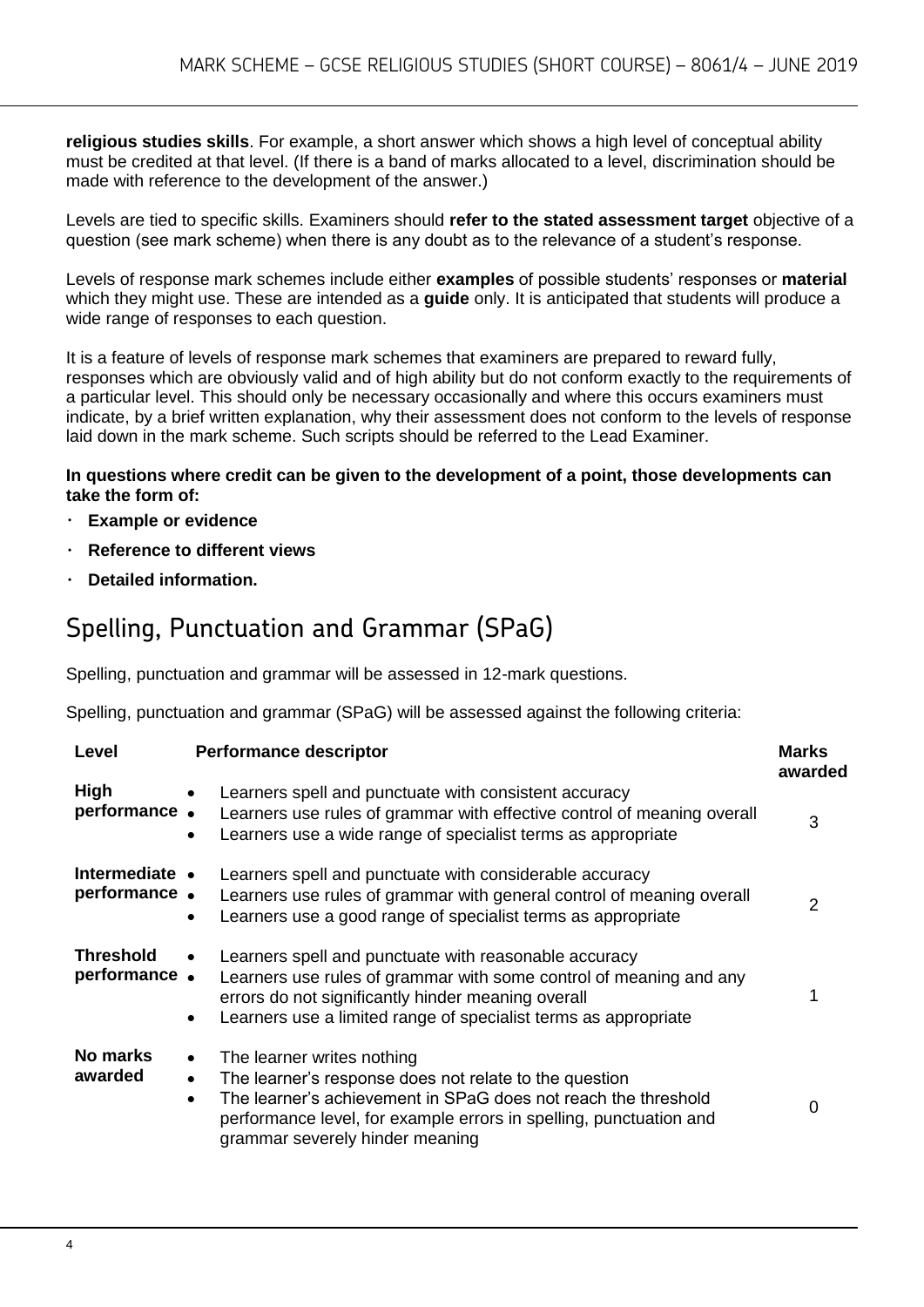**religious studies skills**. For example, a short answer which shows a high level of conceptual ability must be credited at that level. (If there is a band of marks allocated to a level, discrimination should be made with reference to the development of the answer.)

Levels are tied to specific skills. Examiners should **refer to the stated assessment target** objective of a question (see mark scheme) when there is any doubt as to the relevance of a student's response.

Levels of response mark schemes include either **examples** of possible students' responses or **material** which they might use. These are intended as a **guide** only. It is anticipated that students will produce a wide range of responses to each question.

It is a feature of levels of response mark schemes that examiners are prepared to reward fully, responses which are obviously valid and of high ability but do not conform exactly to the requirements of a particular level. This should only be necessary occasionally and where this occurs examiners must indicate, by a brief written explanation, why their assessment does not conform to the levels of response laid down in the mark scheme. Such scripts should be referred to the Lead Examiner.

**In questions where credit can be given to the development of a point, those developments can take the form of:**

- **Example or evidence**
- **Reference to different views**
- **Detailed information.**

## Spelling, Punctuation and Grammar (SPaG)

Spelling, punctuation and grammar will be assessed in 12-mark questions.

Spelling, punctuation and grammar (SPaG) will be assessed against the following criteria:

| Level | Performance descriptor | Marks awarded |
|---|---|---|
| **High performance** | • Learners spell and punctuate with consistent accuracy<br>• Learners use rules of grammar with effective control of meaning overall<br>• Learners use a wide range of specialist terms as appropriate | 3 |
| **Intermediate performance** | • Learners spell and punctuate with considerable accuracy<br>• Learners use rules of grammar with general control of meaning overall<br>• Learners use a good range of specialist terms as appropriate | 2 |
| **Threshold performance** | • Learners spell and punctuate with reasonable accuracy<br>• Learners use rules of grammar with some control of meaning and any errors do not significantly hinder meaning overall<br>• Learners use a limited range of specialist terms as appropriate | 1 |
| **No marks awarded** | • The learner writes nothing<br>• The learner's response does not relate to the question<br>• The learner's achievement in SPaG does not reach the threshold performance level, for example errors in spelling, punctuation and grammar severely hinder meaning | 0 |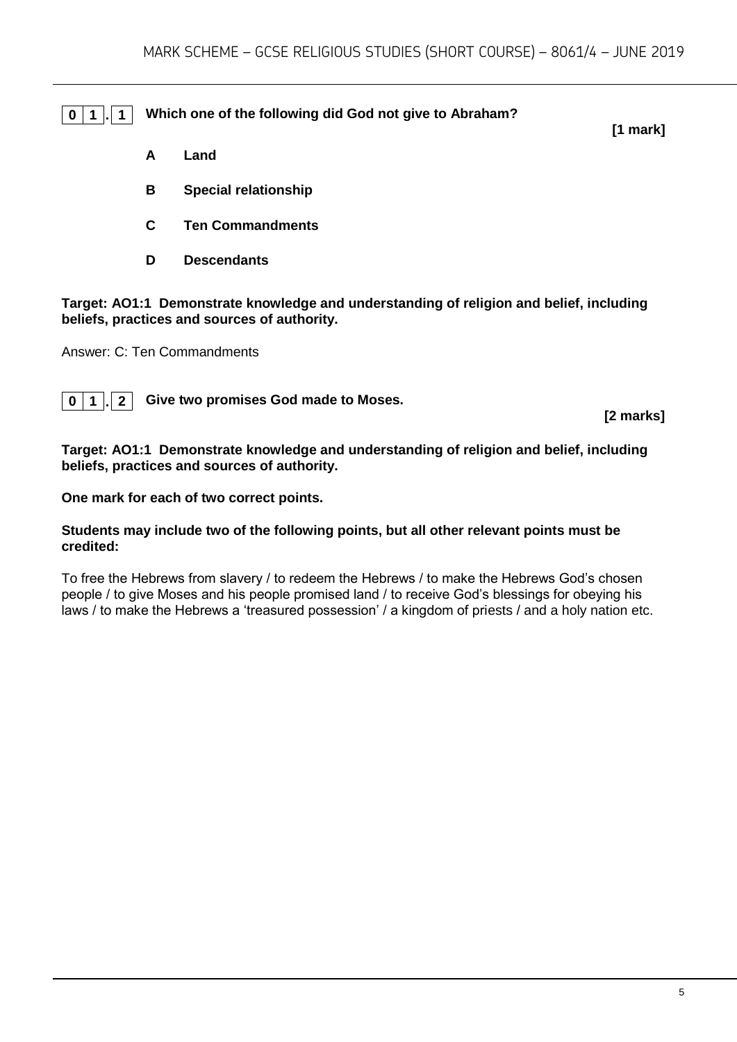**0 1 . 1** **Which one of the following did God not give to Abraham?**

**[1 mark]**

- **A** **Land**
- **B** **Special relationship**
- **C** **Ten Commandments**
- **D** **Descendants**

**Target: AO1:1 Demonstrate knowledge and understanding of religion and belief, including beliefs, practices and sources of authority.**

Answer: C: Ten Commandments

**0 1 . 2** **Give two promises God made to Moses.**

**[2 marks]**

**Target: AO1:1 Demonstrate knowledge and understanding of religion and belief, including beliefs, practices and sources of authority.**

**One mark for each of two correct points.**

**Students may include two of the following points, but all other relevant points must be credited:**

To free the Hebrews from slavery / to redeem the Hebrews / to make the Hebrews God's chosen people / to give Moses and his people promised land / to receive God's blessings for obeying his laws / to make the Hebrews a 'treasured possession' / a kingdom of priests / and a holy nation etc.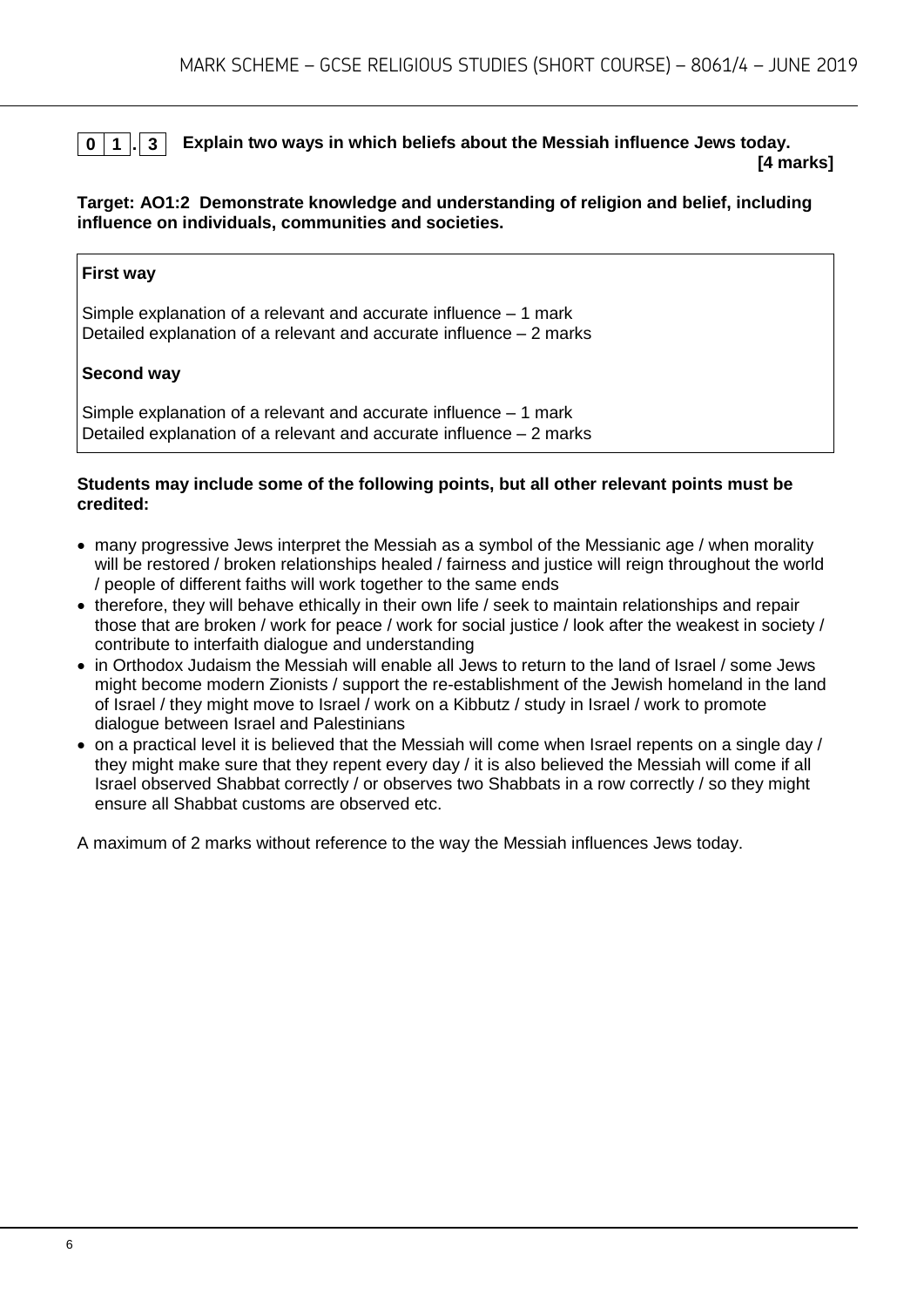**0 1 . 3** **Explain two ways in which beliefs about the Messiah influence Jews today.**
**[4 marks]**

**Target: AO1:2 Demonstrate knowledge and understanding of religion and belief, including influence on individuals, communities and societies.**

| **First way**<br><br>Simple explanation of a relevant and accurate influence – 1 mark<br>Detailed explanation of a relevant and accurate influence – 2 marks<br><br>**Second way**<br><br>Simple explanation of a relevant and accurate influence – 1 mark<br>Detailed explanation of a relevant and accurate influence – 2 marks |
|---|

**Students may include some of the following points, but all other relevant points must be credited:**

- many progressive Jews interpret the Messiah as a symbol of the Messianic age / when morality will be restored / broken relationships healed / fairness and justice will reign throughout the world / people of different faiths will work together to the same ends
- therefore, they will behave ethically in their own life / seek to maintain relationships and repair those that are broken / work for peace / work for social justice / look after the weakest in society / contribute to interfaith dialogue and understanding
- in Orthodox Judaism the Messiah will enable all Jews to return to the land of Israel / some Jews might become modern Zionists / support the re-establishment of the Jewish homeland in the land of Israel / they might move to Israel / work on a Kibbutz / study in Israel / work to promote dialogue between Israel and Palestinians
- on a practical level it is believed that the Messiah will come when Israel repents on a single day / they might make sure that they repent every day / it is also believed the Messiah will come if all Israel observed Shabbat correctly / or observes two Shabbats in a row correctly / so they might ensure all Shabbat customs are observed etc.

A maximum of 2 marks without reference to the way the Messiah influences Jews today.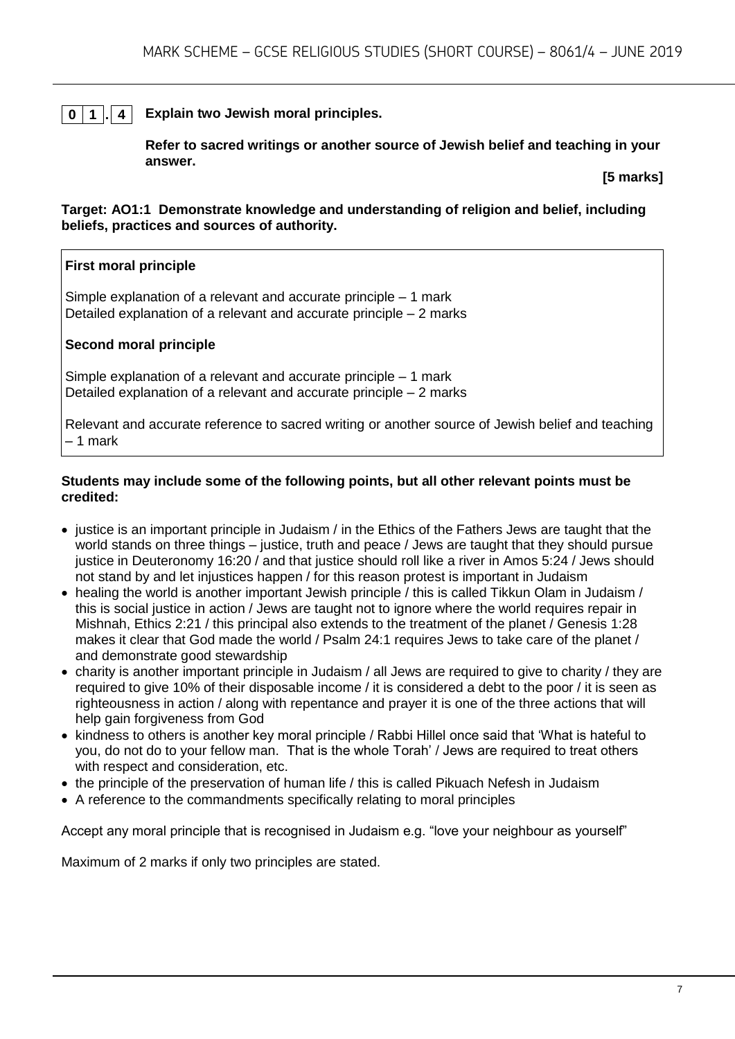## 0 1 . 4 Explain two Jewish moral principles.

**Refer to sacred writings or another source of Jewish belief and teaching in your answer.**

**[5 marks]**

**Target: AO1:1 Demonstrate knowledge and understanding of religion and belief, including beliefs, practices and sources of authority.**

**First moral principle**

Simple explanation of a relevant and accurate principle – 1 mark
Detailed explanation of a relevant and accurate principle – 2 marks

**Second moral principle**

Simple explanation of a relevant and accurate principle – 1 mark
Detailed explanation of a relevant and accurate principle – 2 marks

Relevant and accurate reference to sacred writing or another source of Jewish belief and teaching – 1 mark

**Students may include some of the following points, but all other relevant points must be credited:**

- justice is an important principle in Judaism / in the Ethics of the Fathers Jews are taught that the world stands on three things – justice, truth and peace / Jews are taught that they should pursue justice in Deuteronomy 16:20 / and that justice should roll like a river in Amos 5:24 / Jews should not stand by and let injustices happen / for this reason protest is important in Judaism
- healing the world is another important Jewish principle / this is called Tikkun Olam in Judaism / this is social justice in action / Jews are taught not to ignore where the world requires repair in Mishnah, Ethics 2:21 / this principal also extends to the treatment of the planet / Genesis 1:28 makes it clear that God made the world / Psalm 24:1 requires Jews to take care of the planet / and demonstrate good stewardship
- charity is another important principle in Judaism / all Jews are required to give to charity / they are required to give 10% of their disposable income / it is considered a debt to the poor / it is seen as righteousness in action / along with repentance and prayer it is one of the three actions that will help gain forgiveness from God
- kindness to others is another key moral principle / Rabbi Hillel once said that 'What is hateful to you, do not do to your fellow man. That is the whole Torah' / Jews are required to treat others with respect and consideration, etc.
- the principle of the preservation of human life / this is called Pikuach Nefesh in Judaism
- A reference to the commandments specifically relating to moral principles

Accept any moral principle that is recognised in Judaism e.g. "love your neighbour as yourself"

Maximum of 2 marks if only two principles are stated.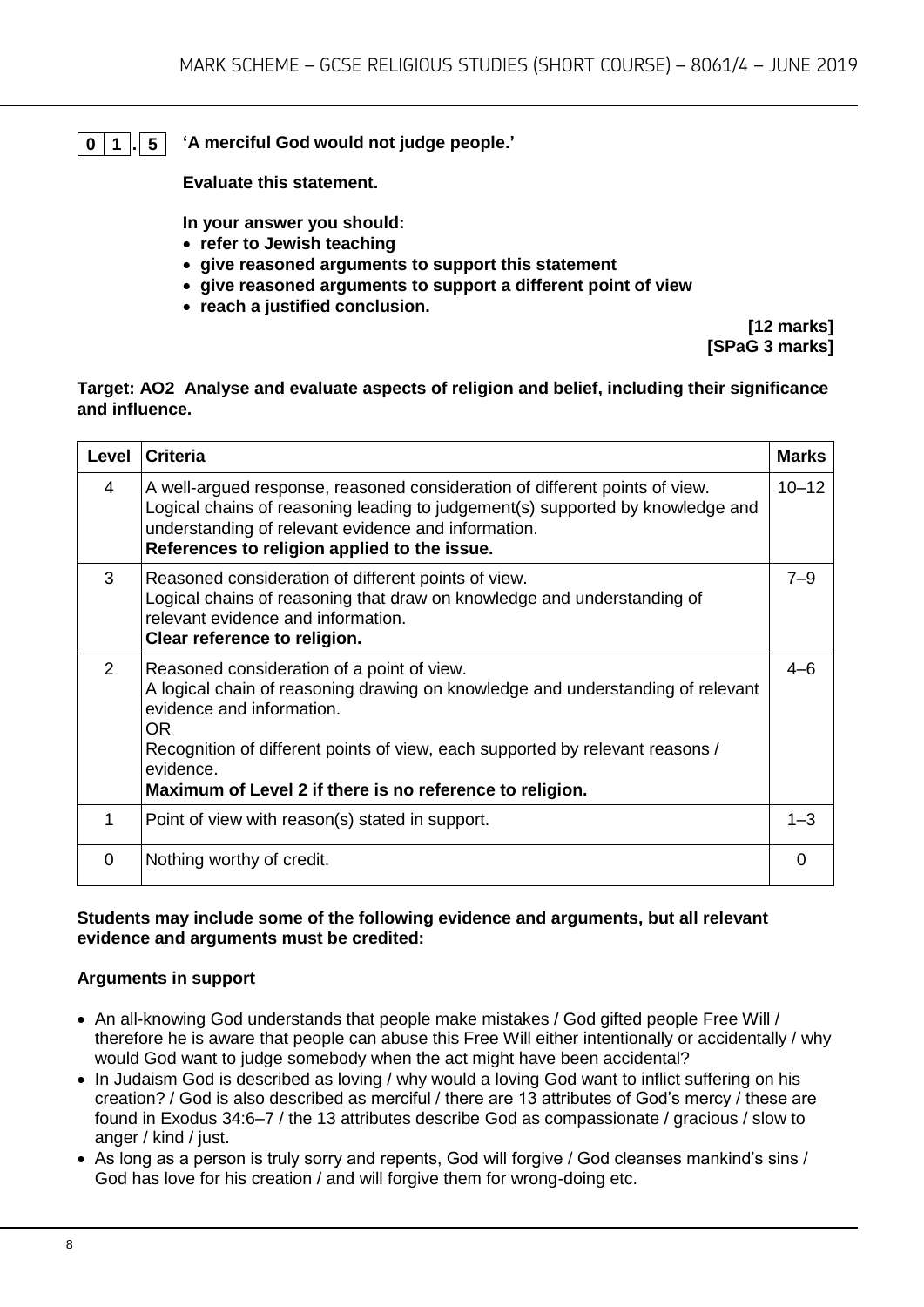**0 1 . 5** **'A merciful God would not judge people.'**

**Evaluate this statement.**

**In your answer you should:**

- **refer to Jewish teaching**
- **give reasoned arguments to support this statement**
- **give reasoned arguments to support a different point of view**
- **reach a justified conclusion.**

**[12 marks]**
**[SPaG 3 marks]**

**Target: AO2 Analyse and evaluate aspects of religion and belief, including their significance and influence.**

| Level | Criteria | Marks |
|---|---|---|
| 4 | A well-argued response, reasoned consideration of different points of view. Logical chains of reasoning leading to judgement(s) supported by knowledge and understanding of relevant evidence and information. **References to religion applied to the issue.** | 10–12 |
| 3 | Reasoned consideration of different points of view. Logical chains of reasoning that draw on knowledge and understanding of relevant evidence and information. **Clear reference to religion.** | 7–9 |
| 2 | Reasoned consideration of a point of view. A logical chain of reasoning drawing on knowledge and understanding of relevant evidence and information. OR Recognition of different points of view, each supported by relevant reasons / evidence. **Maximum of Level 2 if there is no reference to religion.** | 4–6 |
| 1 | Point of view with reason(s) stated in support. | 1–3 |
| 0 | Nothing worthy of credit. | 0 |

**Students may include some of the following evidence and arguments, but all relevant evidence and arguments must be credited:**

**Arguments in support**

- An all-knowing God understands that people make mistakes / God gifted people Free Will / therefore he is aware that people can abuse this Free Will either intentionally or accidentally / why would God want to judge somebody when the act might have been accidental?
- In Judaism God is described as loving / why would a loving God want to inflict suffering on his creation? / God is also described as merciful / there are 13 attributes of God's mercy / these are found in Exodus 34:6–7 / the 13 attributes describe God as compassionate / gracious / slow to anger / kind / just.
- As long as a person is truly sorry and repents, God will forgive / God cleanses mankind's sins / God has love for his creation / and will forgive them for wrong-doing etc.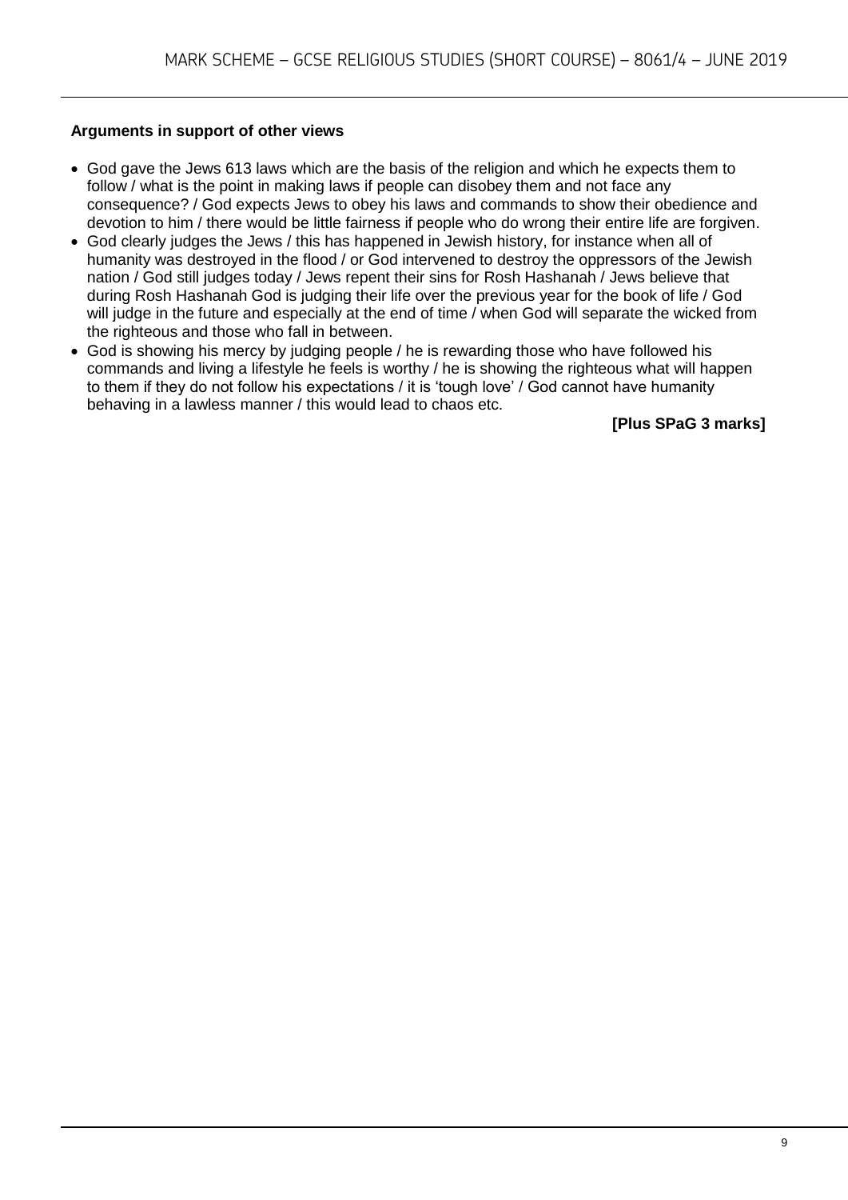**Arguments in support of other views**

- God gave the Jews 613 laws which are the basis of the religion and which he expects them to follow / what is the point in making laws if people can disobey them and not face any consequence? / God expects Jews to obey his laws and commands to show their obedience and devotion to him / there would be little fairness if people who do wrong their entire life are forgiven.
- God clearly judges the Jews / this has happened in Jewish history, for instance when all of humanity was destroyed in the flood / or God intervened to destroy the oppressors of the Jewish nation / God still judges today / Jews repent their sins for Rosh Hashanah / Jews believe that during Rosh Hashanah God is judging their life over the previous year for the book of life / God will judge in the future and especially at the end of time / when God will separate the wicked from the righteous and those who fall in between.
- God is showing his mercy by judging people / he is rewarding those who have followed his commands and living a lifestyle he feels is worthy / he is showing the righteous what will happen to them if they do not follow his expectations / it is 'tough love' / God cannot have humanity behaving in a lawless manner / this would lead to chaos etc.

**[Plus SPaG 3 marks]**